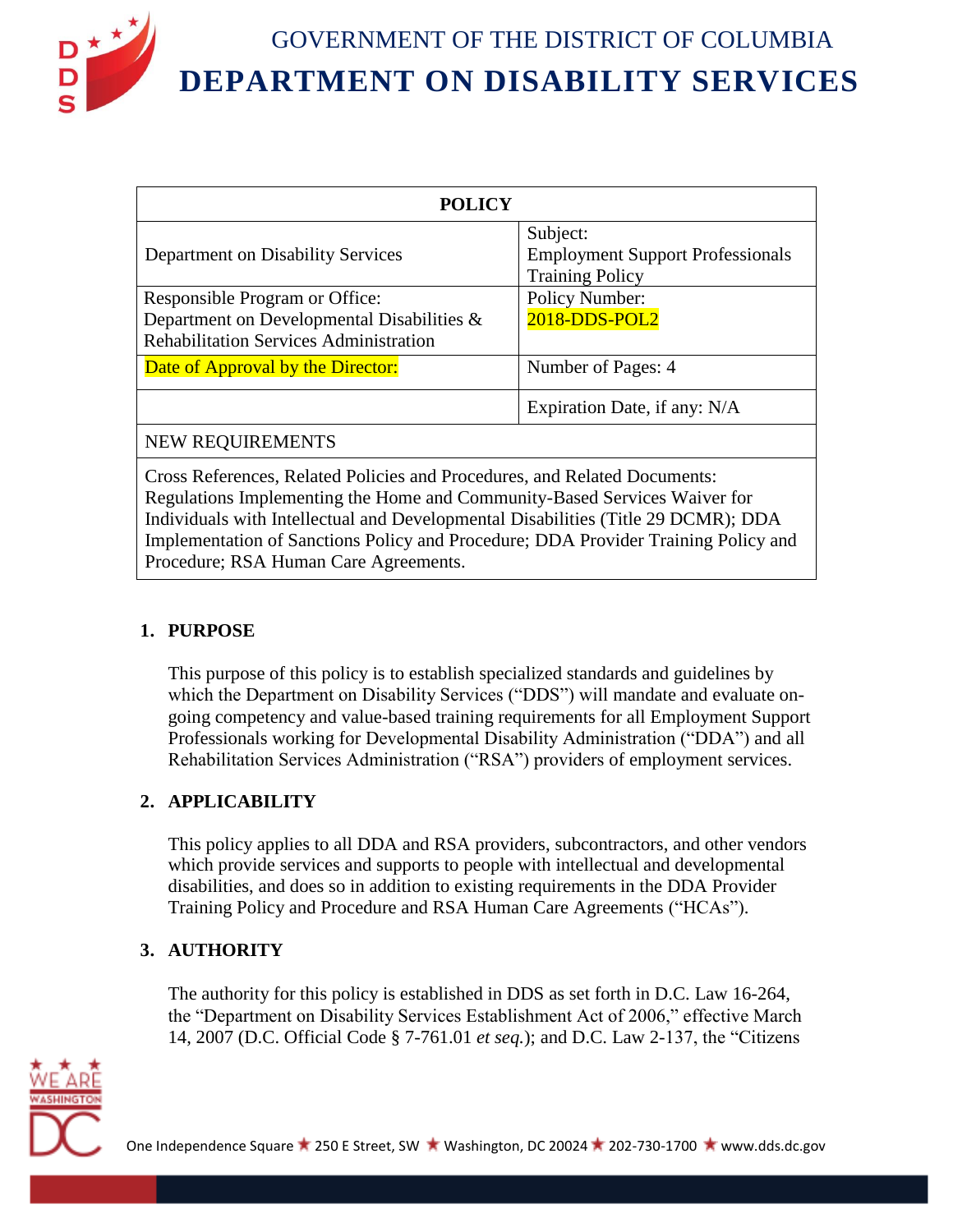# GOVERNMENT OF THE DISTRICT OF COLUMBIA

# DEPARTMENT ON DISABILITY SERVICES

| POLICY | |
|---|---|
| Department on Disability Services | Subject: Employment Support Professionals Training Policy |
| Responsible Program or Office: Department on Developmental Disabilities & Rehabilitation Services Administration | Policy Number: 2018-DDS-POL2 |
| Date of Approval by the Director: | Number of Pages: 4 |
| | Expiration Date, if any: N/A |
| NEW REQUIREMENTS | |
| Cross References, Related Policies and Procedures, and Related Documents: Regulations Implementing the Home and Community-Based Services Waiver for Individuals with Intellectual and Developmental Disabilities (Title 29 DCMR); DDA Implementation of Sanctions Policy and Procedure; DDA Provider Training Policy and Procedure; RSA Human Care Agreements. | |

## 1. PURPOSE

This purpose of this policy is to establish specialized standards and guidelines by which the Department on Disability Services ("DDS") will mandate and evaluate on-going competency and value-based training requirements for all Employment Support Professionals working for Developmental Disability Administration ("DDA") and all Rehabilitation Services Administration ("RSA") providers of employment services.

## 2. APPLICABILITY

This policy applies to all DDA and RSA providers, subcontractors, and other vendors which provide services and supports to people with intellectual and developmental disabilities, and does so in addition to existing requirements in the DDA Provider Training Policy and Procedure and RSA Human Care Agreements ("HCAs").

## 3. AUTHORITY

The authority for this policy is established in DDS as set forth in D.C. Law 16-264, the "Department on Disability Services Establishment Act of 2006," effective March 14, 2007 (D.C. Official Code § 7-761.01 *et seq.*); and D.C. Law 2-137, the "Citizens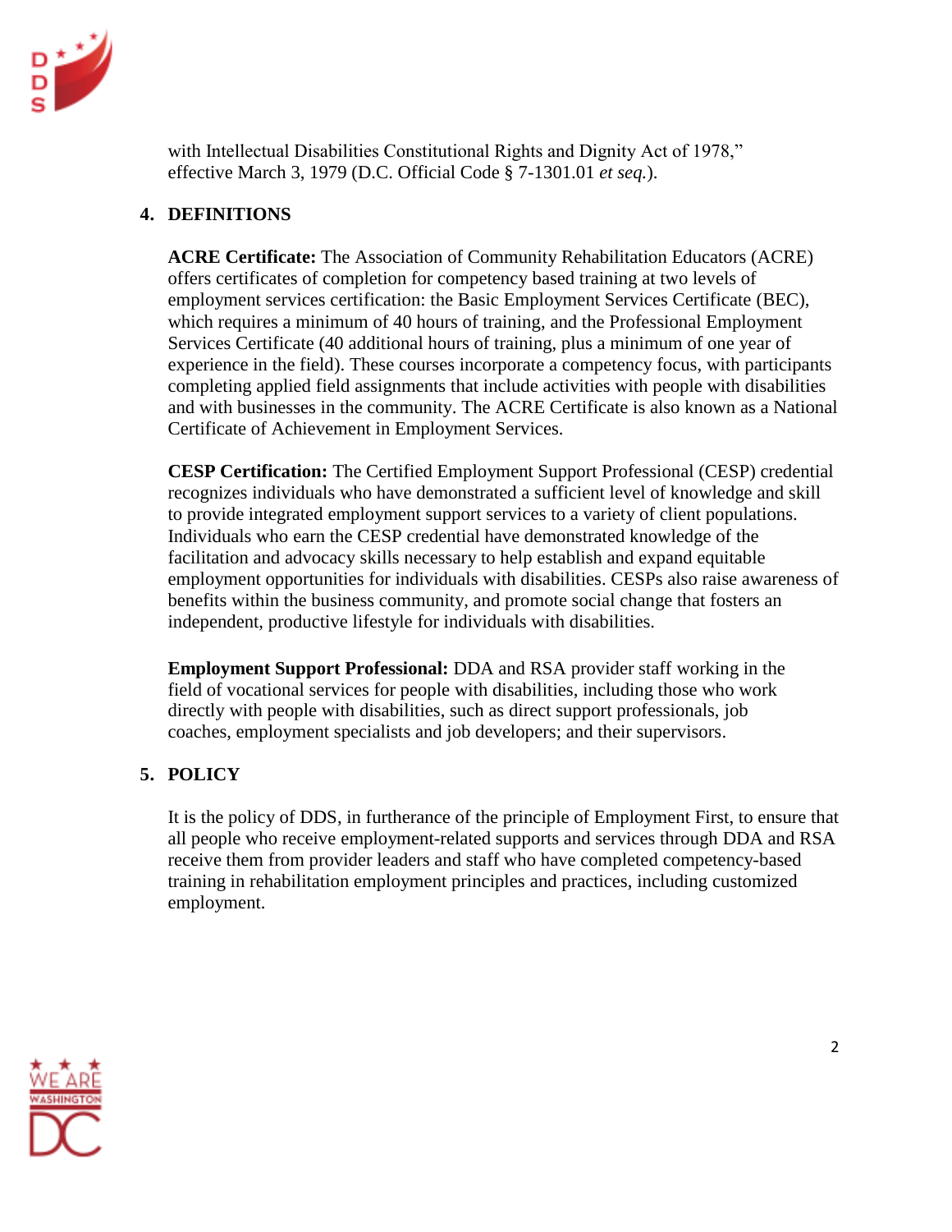with Intellectual Disabilities Constitutional Rights and Dignity Act of 1978," effective March 3, 1979 (D.C. Official Code § 7-1301.01 *et seq.*).

## 4. DEFINITIONS

**ACRE Certificate:** The Association of Community Rehabilitation Educators (ACRE) offers certificates of completion for competency based training at two levels of employment services certification: the Basic Employment Services Certificate (BEC), which requires a minimum of 40 hours of training, and the Professional Employment Services Certificate (40 additional hours of training, plus a minimum of one year of experience in the field). These courses incorporate a competency focus, with participants completing applied field assignments that include activities with people with disabilities and with businesses in the community. The ACRE Certificate is also known as a National Certificate of Achievement in Employment Services.

**CESP Certification:** The Certified Employment Support Professional (CESP) credential recognizes individuals who have demonstrated a sufficient level of knowledge and skill to provide integrated employment support services to a variety of client populations. Individuals who earn the CESP credential have demonstrated knowledge of the facilitation and advocacy skills necessary to help establish and expand equitable employment opportunities for individuals with disabilities. CESPs also raise awareness of benefits within the business community, and promote social change that fosters an independent, productive lifestyle for individuals with disabilities.

**Employment Support Professional:** DDA and RSA provider staff working in the field of vocational services for people with disabilities, including those who work directly with people with disabilities, such as direct support professionals, job coaches, employment specialists and job developers; and their supervisors.

## 5. POLICY

It is the policy of DDS, in furtherance of the principle of Employment First, to ensure that all people who receive employment-related supports and services through DDA and RSA receive them from provider leaders and staff who have completed competency-based training in rehabilitation employment principles and practices, including customized employment.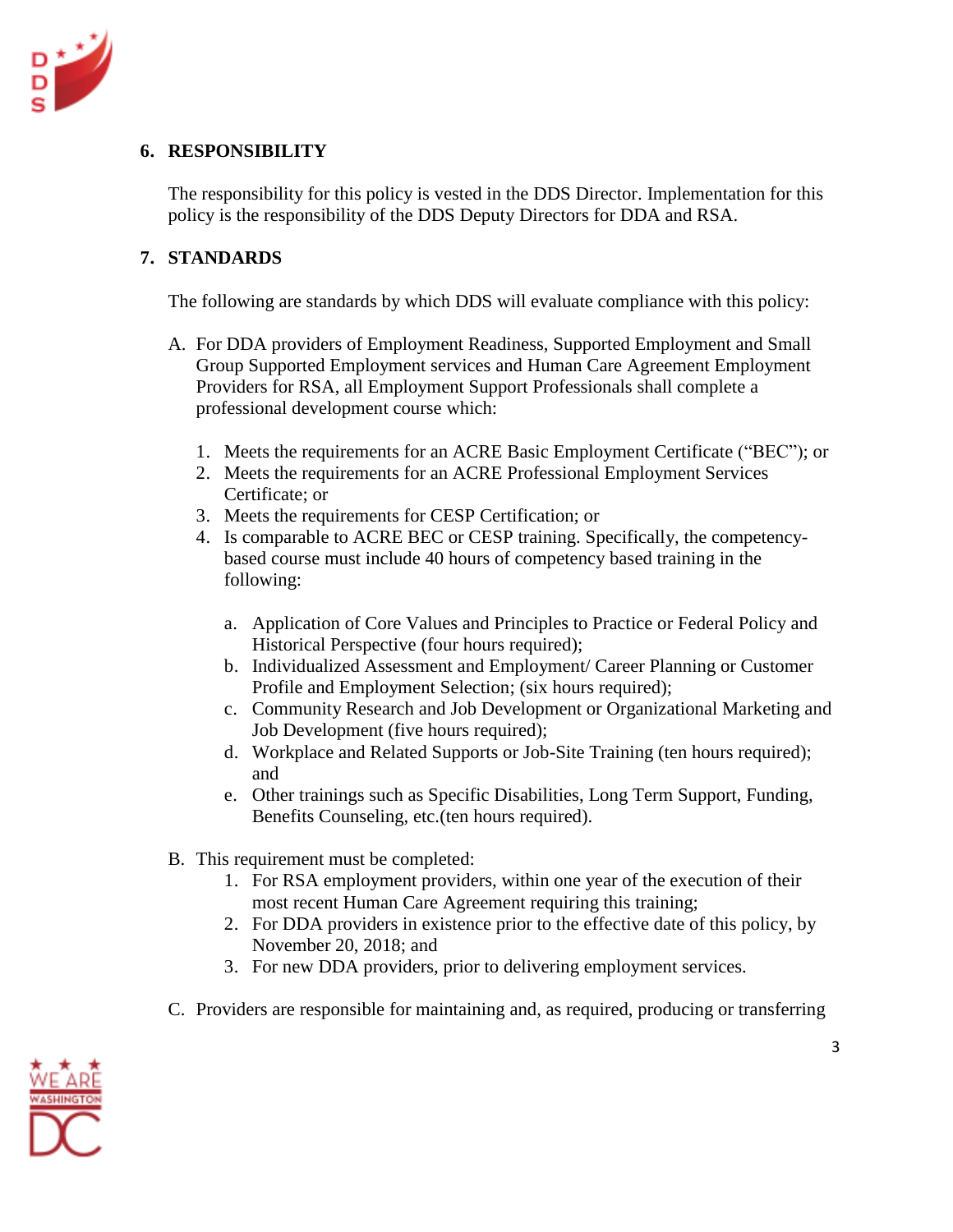## 6. RESPONSIBILITY

The responsibility for this policy is vested in the DDS Director. Implementation for this policy is the responsibility of the DDS Deputy Directors for DDA and RSA.

## 7. STANDARDS

The following are standards by which DDS will evaluate compliance with this policy:

A. For DDA providers of Employment Readiness, Supported Employment and Small Group Supported Employment services and Human Care Agreement Employment Providers for RSA, all Employment Support Professionals shall complete a professional development course which:

   1. Meets the requirements for an ACRE Basic Employment Certificate ("BEC"); or
   2. Meets the requirements for an ACRE Professional Employment Services Certificate; or
   3. Meets the requirements for CESP Certification; or
   4. Is comparable to ACRE BEC or CESP training. Specifically, the competency-based course must include 40 hours of competency based training in the following:

      a. Application of Core Values and Principles to Practice or Federal Policy and Historical Perspective (four hours required);
      b. Individualized Assessment and Employment/ Career Planning or Customer Profile and Employment Selection; (six hours required);
      c. Community Research and Job Development or Organizational Marketing and Job Development (five hours required);
      d. Workplace and Related Supports or Job-Site Training (ten hours required); and
      e. Other trainings such as Specific Disabilities, Long Term Support, Funding, Benefits Counseling, etc.(ten hours required).

B. This requirement must be completed:

   1. For RSA employment providers, within one year of the execution of their most recent Human Care Agreement requiring this training;
   2. For DDA providers in existence prior to the effective date of this policy, by November 20, 2018; and
   3. For new DDA providers, prior to delivering employment services.

C. Providers are responsible for maintaining and, as required, producing or transferring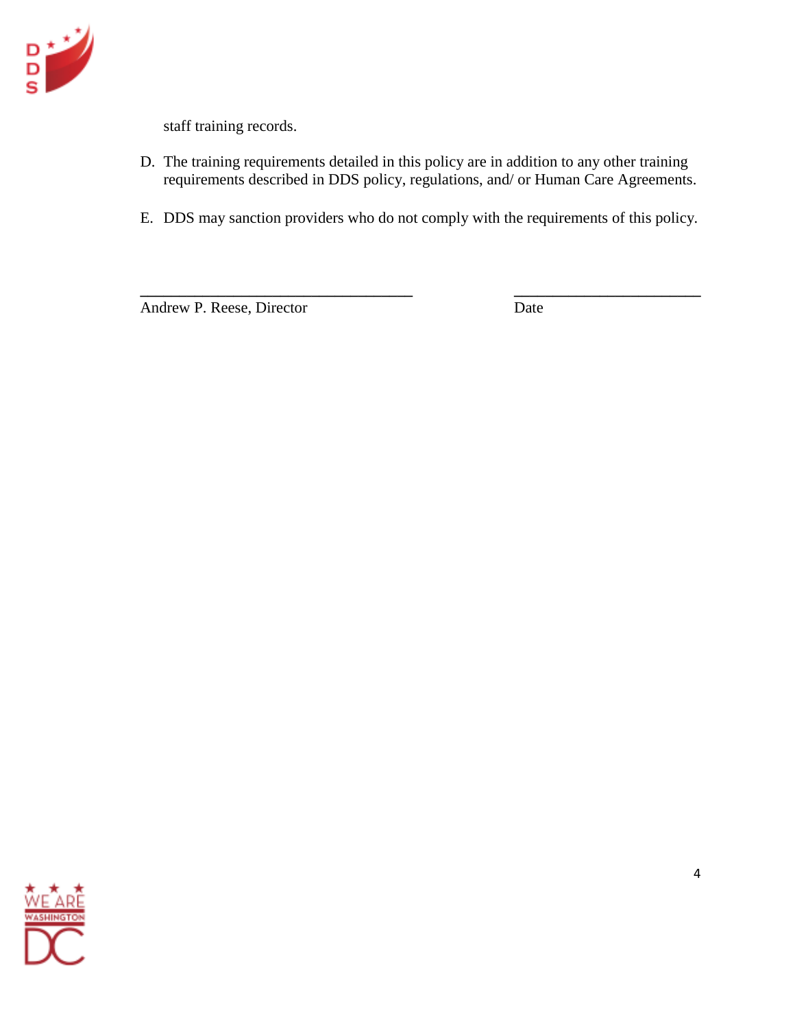staff training records.

D. The training requirements detailed in this policy are in addition to any other training requirements described in DDS policy, regulations, and/ or Human Care Agreements.

E. DDS may sanction providers who do not comply with the requirements of this policy.

\_\_\_\_\_\_\_\_\_\_\_\_\_\_\_\_\_\_\_\_\_\_\_\_\_\_\_\_\_\_\_\_\_\_\_\_ \_\_\_\_\_\_\_\_\_\_\_\_\_\_\_\_\_\_\_\_\_\_\_\_\_

Andrew P. Reese, Director Date